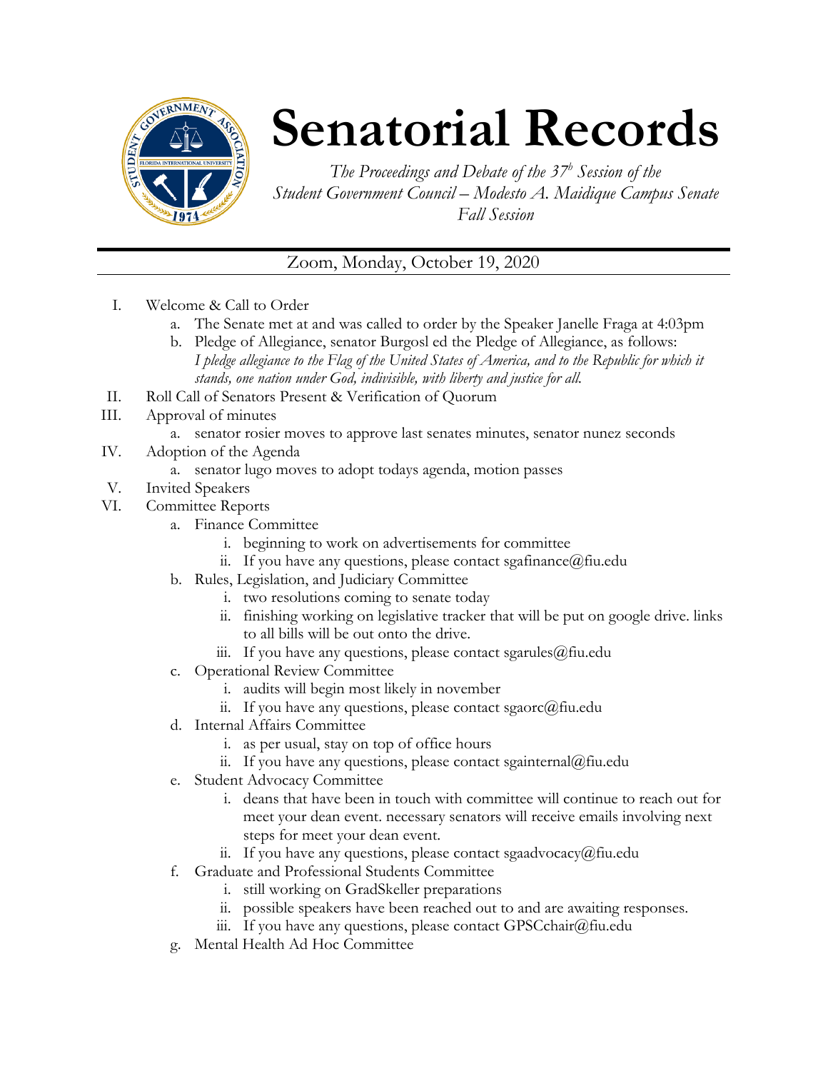# Senatorial Records

*The Proceedings and Debate of the 37[b] Session of the Student Government Council – Modesto A. Maidique Campus Senate Fall Session*

Zoom, Monday, October 19, 2020

I. Welcome & Call to Order
   a. The Senate met at and was called to order by the Speaker Janelle Fraga at 4:03pm
   b. Pledge of Allegiance, senator Burgosl ed the Pledge of Allegiance, as follows: *I pledge allegiance to the Flag of the United States of America, and to the Republic for which it stands, one nation under God, indivisible, with liberty and justice for all.*

II. Roll Call of Senators Present & Verification of Quorum

III. Approval of minutes
   a. senator rosier moves to approve last senates minutes, senator nunez seconds

IV. Adoption of the Agenda
   a. senator lugo moves to adopt todays agenda, motion passes

V. Invited Speakers

VI. Committee Reports
   a. Finance Committee
      i. beginning to work on advertisements for committee
      ii. If you have any questions, please contact sgafinance@fiu.edu
   b. Rules, Legislation, and Judiciary Committee
      i. two resolutions coming to senate today
      ii. finishing working on legislative tracker that will be put on google drive. links to all bills will be out onto the drive.
      iii. If you have any questions, please contact sgarules@fiu.edu
   c. Operational Review Committee
      i. audits will begin most likely in november
      ii. If you have any questions, please contact sgaorc@fiu.edu
   d. Internal Affairs Committee
      i. as per usual, stay on top of office hours
      ii. If you have any questions, please contact sgainternal@fiu.edu
   e. Student Advocacy Committee
      i. deans that have been in touch with committee will continue to reach out for meet your dean event. necessary senators will receive emails involving next steps for meet your dean event.
      ii. If you have any questions, please contact sgaadvocacy@fiu.edu
   f. Graduate and Professional Students Committee
      i. still working on GradSkeller preparations
      ii. possible speakers have been reached out to and are awaiting responses.
      iii. If you have any questions, please contact GPSCchair@fiu.edu
   g. Mental Health Ad Hoc Committee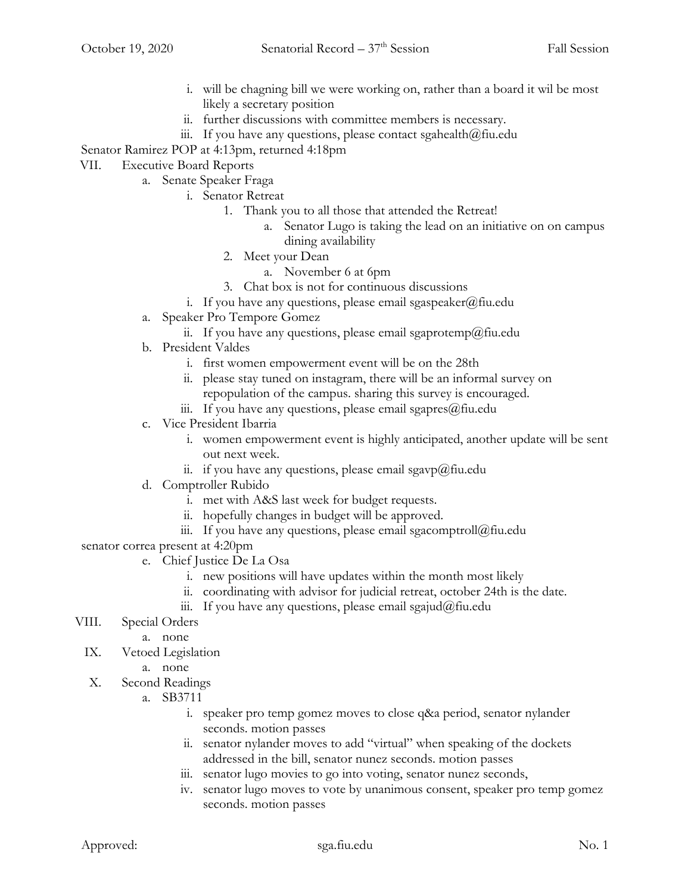i. will be chagning bill we were working on, rather than a board it wil be most likely a secretary position
   ii. further discussions with committee members is necessary.
   iii. If you have any questions, please contact sgahealth@fiu.edu

Senator Ramirez POP at 4:13pm, returned 4:18pm

VII. Executive Board Reports
   a. Senate Speaker Fraga
      i. Senator Retreat
         1. Thank you to all those that attended the Retreat!
            a. Senator Lugo is taking the lead on an initiative on on campus dining availability
         2. Meet your Dean
            a. November 6 at 6pm
         3. Chat box is not for continuous discussions
      i. If you have any questions, please email sgaspeaker@fiu.edu
   a. Speaker Pro Tempore Gomez
      ii. If you have any questions, please email sgaprotemp@fiu.edu
   b. President Valdes
      i. first women empowerment event will be on the 28th
      ii. please stay tuned on instagram, there will be an informal survey on repopulation of the campus. sharing this survey is encouraged.
      iii. If you have any questions, please email sgapres@fiu.edu
   c. Vice President Ibarria
      i. women empowerment event is highly anticipated, another update will be sent out next week.
      ii. if you have any questions, please email sgavp@fiu.edu
   d. Comptroller Rubido
      i. met with A&S last week for budget requests.
      ii. hopefully changes in budget will be approved.
      iii. If you have any questions, please email sgacomptroll@fiu.edu

senator correa present at 4:20pm

   e. Chief Justice De La Osa
      i. new positions will have updates within the month most likely
      ii. coordinating with advisor for judicial retreat, october 24th is the date.
      iii. If you have any questions, please email sgajud@fiu.edu

VIII. Special Orders
   a. none

IX. Vetoed Legislation
   a. none

X. Second Readings
   a. SB3711
      i. speaker pro temp gomez moves to close q&a period, senator nylander seconds. motion passes
      ii. senator nylander moves to add "virtual" when speaking of the dockets addressed in the bill, senator nunez seconds. motion passes
      iii. senator lugo movies to go into voting, senator nunez seconds,
      iv. senator lugo moves to vote by unanimous consent, speaker pro temp gomez seconds. motion passes

Approved: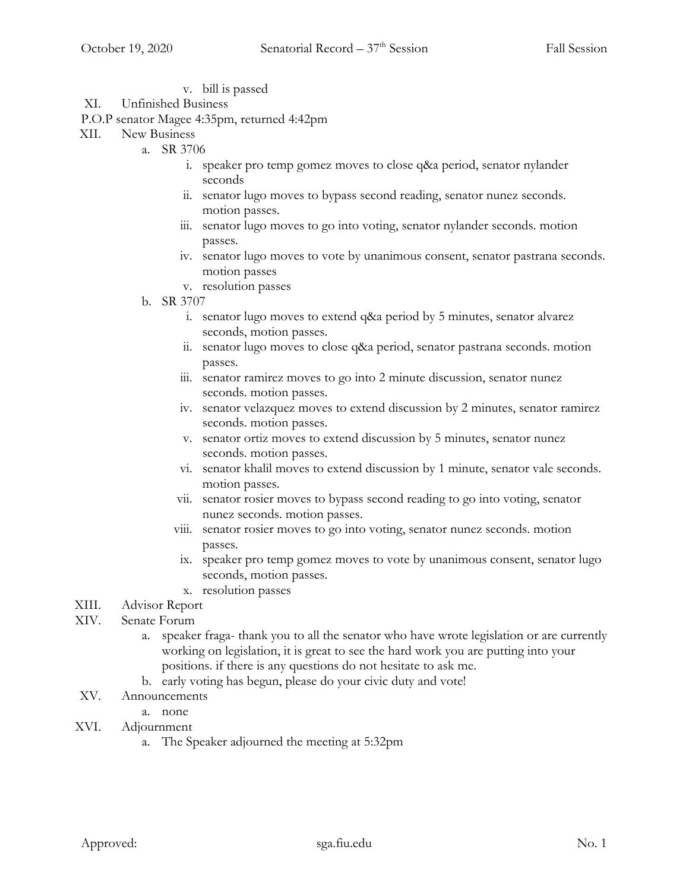v. bill is passed

XI. Unfinished Business

P.O.P senator Magee 4:35pm, returned 4:42pm

XII. New Business

a. SR 3706
    i. speaker pro temp gomez moves to close q&a period, senator nylander seconds
    ii. senator lugo moves to bypass second reading, senator nunez seconds. motion passes.
    iii. senator lugo moves to go into voting, senator nylander seconds. motion passes.
    iv. senator lugo moves to vote by unanimous consent, senator pastrana seconds. motion passes
    v. resolution passes

b. SR 3707
    i. senator lugo moves to extend q&a period by 5 minutes, senator alvarez seconds, motion passes.
    ii. senator lugo moves to close q&a period, senator pastrana seconds. motion passes.
    iii. senator ramirez moves to go into 2 minute discussion, senator nunez seconds. motion passes.
    iv. senator velazquez moves to extend discussion by 2 minutes, senator ramirez seconds. motion passes.
    v. senator ortiz moves to extend discussion by 5 minutes, senator nunez seconds. motion passes.
    vi. senator khalil moves to extend discussion by 1 minute, senator vale seconds. motion passes.
    vii. senator rosier moves to bypass second reading to go into voting, senator nunez seconds. motion passes.
    viii. senator rosier moves to go into voting, senator nunez seconds. motion passes.
    ix. speaker pro temp gomez moves to vote by unanimous consent, senator lugo seconds, motion passes.
    x. resolution passes

XIII. Advisor Report

XIV. Senate Forum

a. speaker fraga- thank you to all the senator who have wrote legislation or are currently working on legislation, it is great to see the hard work you are putting into your positions. if there is any questions do not hesitate to ask me.

b. early voting has begun, please do your civic duty and vote!

XV. Announcements

a. none

XVI. Adjournment

a. The Speaker adjourned the meeting at 5:32pm

Approved: